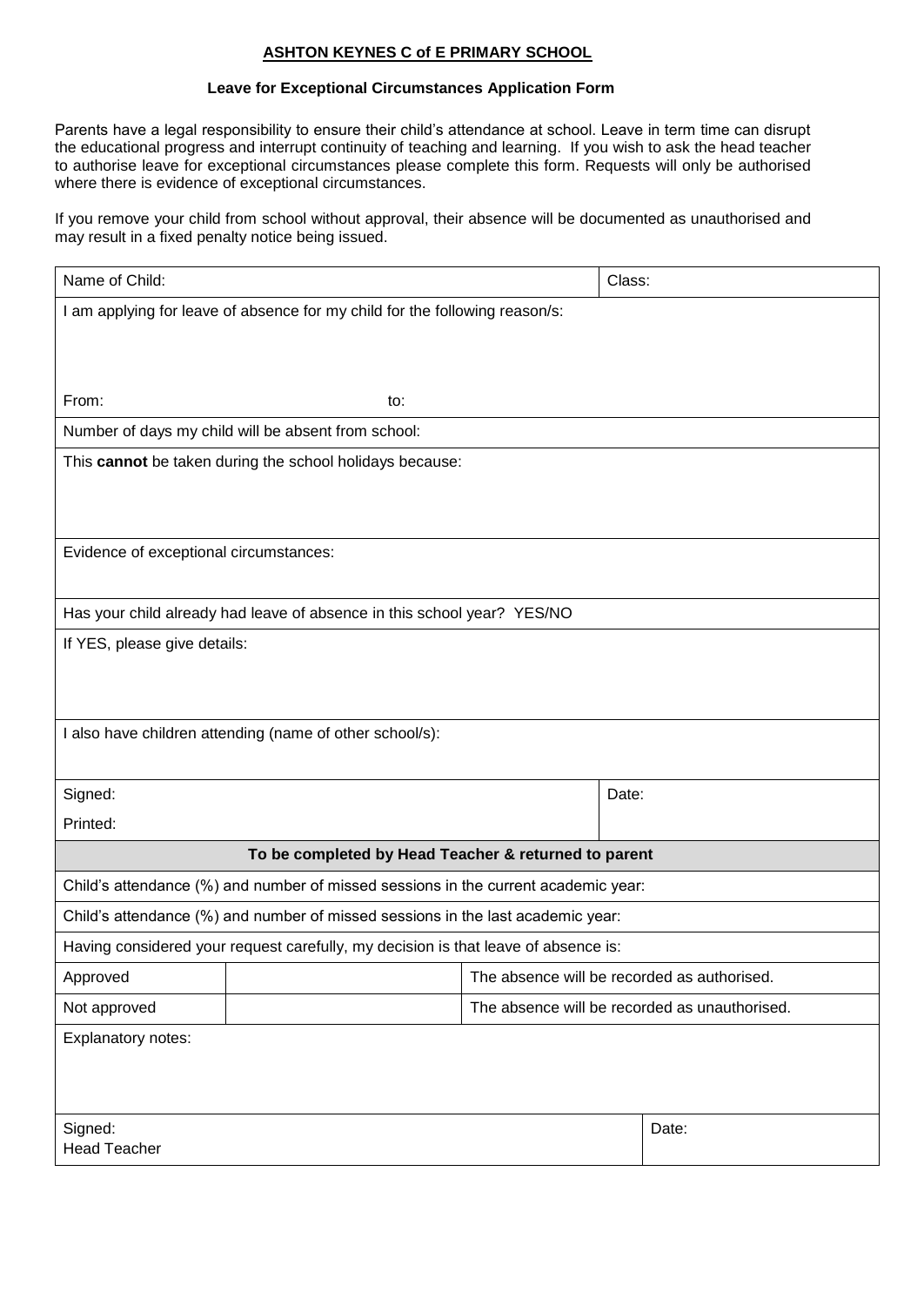# ASHTON KEYNES C of E PRIMARY SCHOOL

## Leave for Exceptional Circumstances Application Form

Parents have a legal responsibility to ensure their child's attendance at school. Leave in term time can disrupt the educational progress and interrupt continuity of teaching and learning. If you wish to ask the head teacher to authorise leave for exceptional circumstances please complete this form. Requests will only be authorised where there is evidence of exceptional circumstances.

If you remove your child from school without approval, their absence will be documented as unauthorised and may result in a fixed penalty notice being issued.

| Name of Child: | | | Class: | |
|---|---|---|---|---|
| I am applying for leave of absence for my child for the following reason/s:<br><br>From: to: | | | | |
| Number of days my child will be absent from school: | | | | |
| This **cannot** be taken during the school holidays because: | | | | |
| Evidence of exceptional circumstances: | | | | |
| Has your child already had leave of absence in this school year? YES/NO | | | | |
| If YES, please give details: | | | | |
| I also have children attending (name of other school/s): | | | | |
| Signed:<br>Printed: | | | Date: | |
| **To be completed by Head Teacher & returned to parent** | | | | |
| Child's attendance (%) and number of missed sessions in the current academic year: | | | | |
| Child's attendance (%) and number of missed sessions in the last academic year: | | | | |
| Having considered your request carefully, my decision is that leave of absence is: | | | | |
| Approved | | The absence will be recorded as authorised. | | |
| Not approved | | The absence will be recorded as unauthorised. | | |
| Explanatory notes: | | | | |
| Signed:<br>Head Teacher | | | | Date: |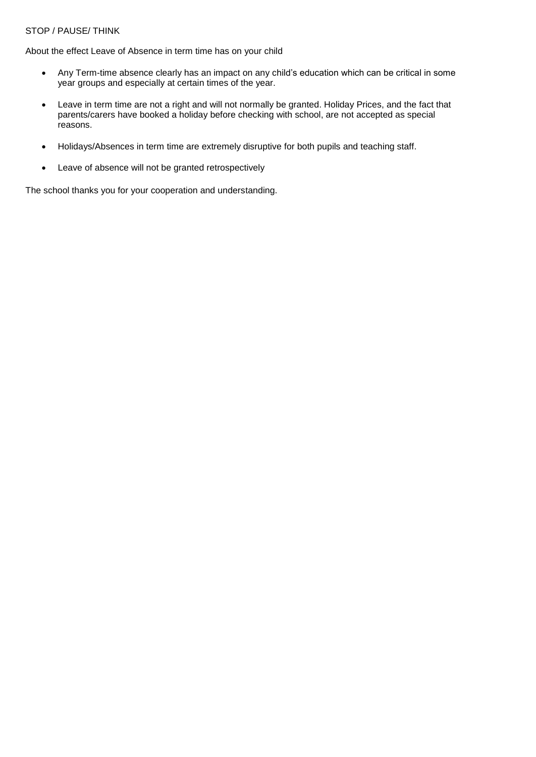STOP / PAUSE/ THINK

About the effect Leave of Absence in term time has on your child

- Any Term-time absence clearly has an impact on any child's education which can be critical in some year groups and especially at certain times of the year.
- Leave in term time are not a right and will not normally be granted. Holiday Prices, and the fact that parents/carers have booked a holiday before checking with school, are not accepted as special reasons.
- Holidays/Absences in term time are extremely disruptive for both pupils and teaching staff.
- Leave of absence will not be granted retrospectively

The school thanks you for your cooperation and understanding.